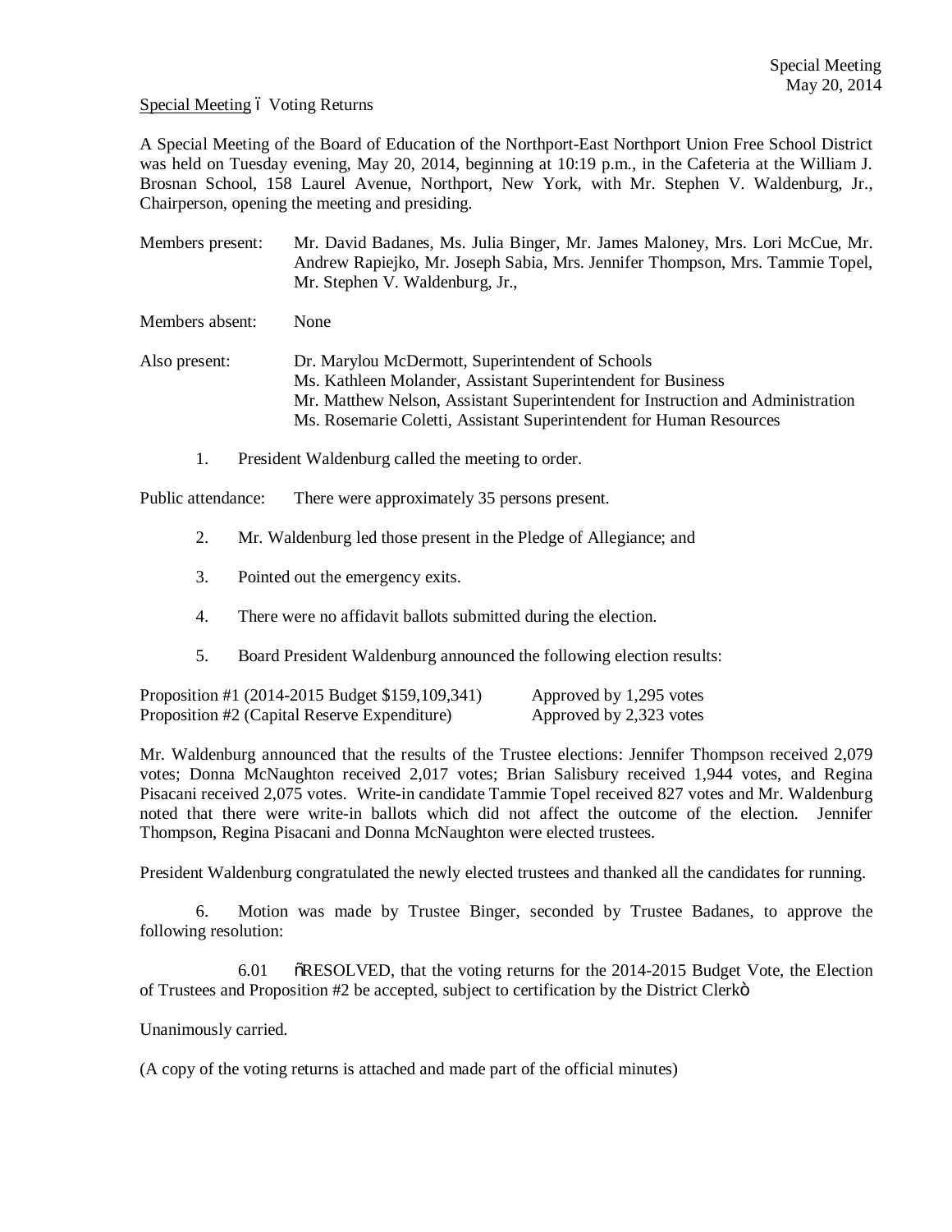Special Meeting
May 20, 2014

Special Meeting – Voting Returns

A Special Meeting of the Board of Education of the Northport-East Northport Union Free School District was held on Tuesday evening, May 20, 2014, beginning at 10:19 p.m., in the Cafeteria at the William J. Brosnan School, 158 Laurel Avenue, Northport, New York, with Mr. Stephen V. Waldenburg, Jr., Chairperson, opening the meeting and presiding.

Members present: Mr. David Badanes, Ms. Julia Binger, Mr. James Maloney, Mrs. Lori McCue, Mr. Andrew Rapiejko, Mr. Joseph Sabia, Mrs. Jennifer Thompson, Mrs. Tammie Topel, Mr. Stephen V. Waldenburg, Jr.,

Members absent: None

Also present: Dr. Marylou McDermott, Superintendent of Schools
Ms. Kathleen Molander, Assistant Superintendent for Business
Mr. Matthew Nelson, Assistant Superintendent for Instruction and Administration
Ms. Rosemarie Coletti, Assistant Superintendent for Human Resources

1. President Waldenburg called the meeting to order.

Public attendance: There were approximately 35 persons present.

2. Mr. Waldenburg led those present in the Pledge of Allegiance; and

3. Pointed out the emergency exits.

4. There were no affidavit ballots submitted during the election.

5. Board President Waldenburg announced the following election results:

| | |
|---|---|
| Proposition #1 (2014-2015 Budget $159,109,341) | Approved by 1,295 votes |
| Proposition #2 (Capital Reserve Expenditure) | Approved by 2,323 votes |

Mr. Waldenburg announced that the results of the Trustee elections: Jennifer Thompson received 2,079 votes; Donna McNaughton received 2,017 votes; Brian Salisbury received 1,944 votes, and Regina Pisacani received 2,075 votes. Write-in candidate Tammie Topel received 827 votes and Mr. Waldenburg noted that there were write-in ballots which did not affect the outcome of the election. Jennifer Thompson, Regina Pisacani and Donna McNaughton were elected trustees.

President Waldenburg congratulated the newly elected trustees and thanked all the candidates for running.

6. Motion was made by Trustee Binger, seconded by Trustee Badanes, to approve the following resolution:

6.01 "RESOLVED, that the voting returns for the 2014-2015 Budget Vote, the Election of Trustees and Proposition #2 be accepted, subject to certification by the District Clerk"

Unanimously carried.

(A copy of the voting returns is attached and made part of the official minutes)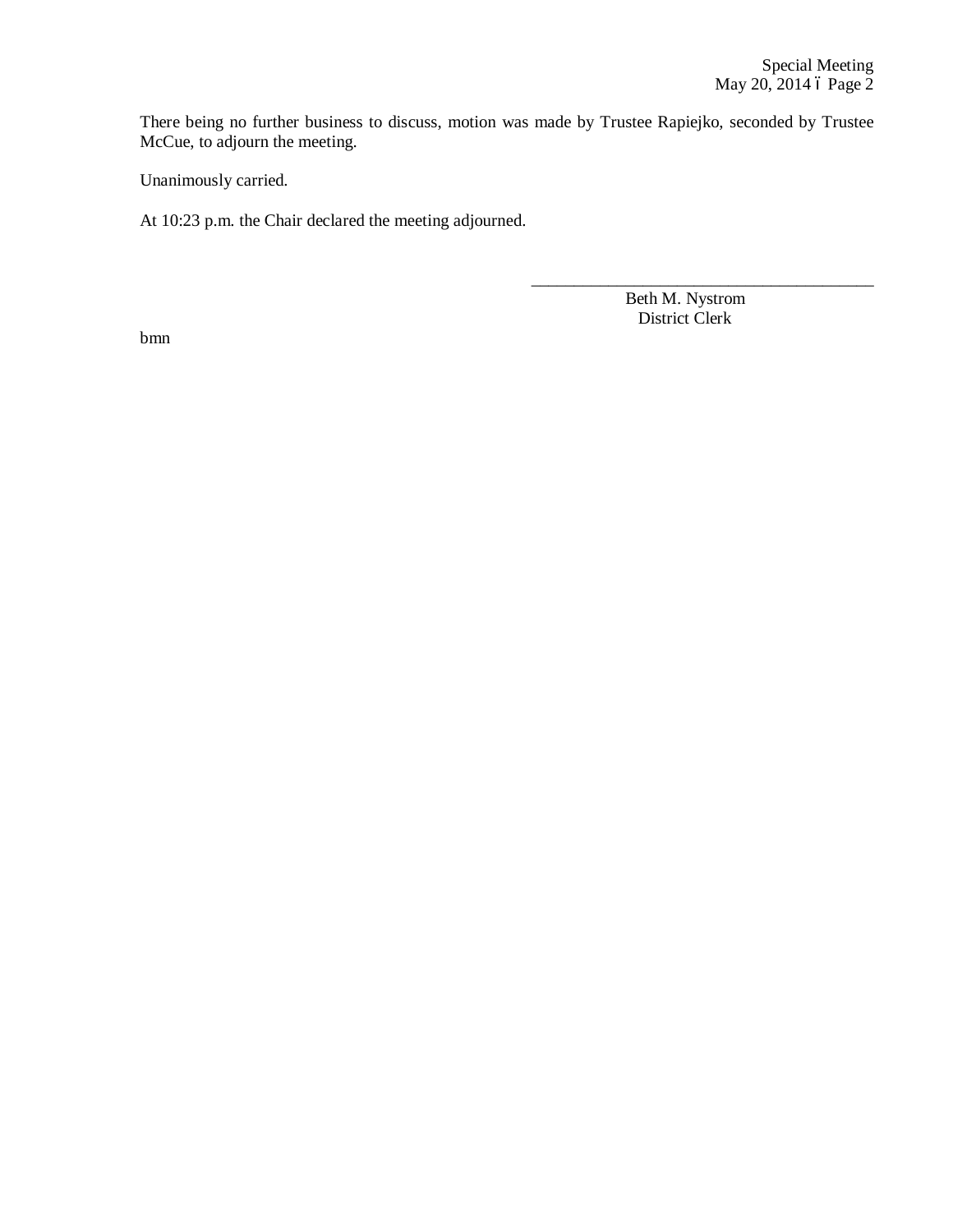There being no further business to discuss, motion was made by Trustee Rapiejko, seconded by Trustee McCue, to adjourn the meeting.

Unanimously carried.

At 10:23 p.m. the Chair declared the meeting adjourned.

\_\_\_\_\_\_\_\_\_\_\_\_\_\_\_\_\_\_\_\_\_\_\_\_\_\_\_\_\_\_\_\_\_\_\_\_\_\_\_\_

Beth M. Nystrom
District Clerk

bmn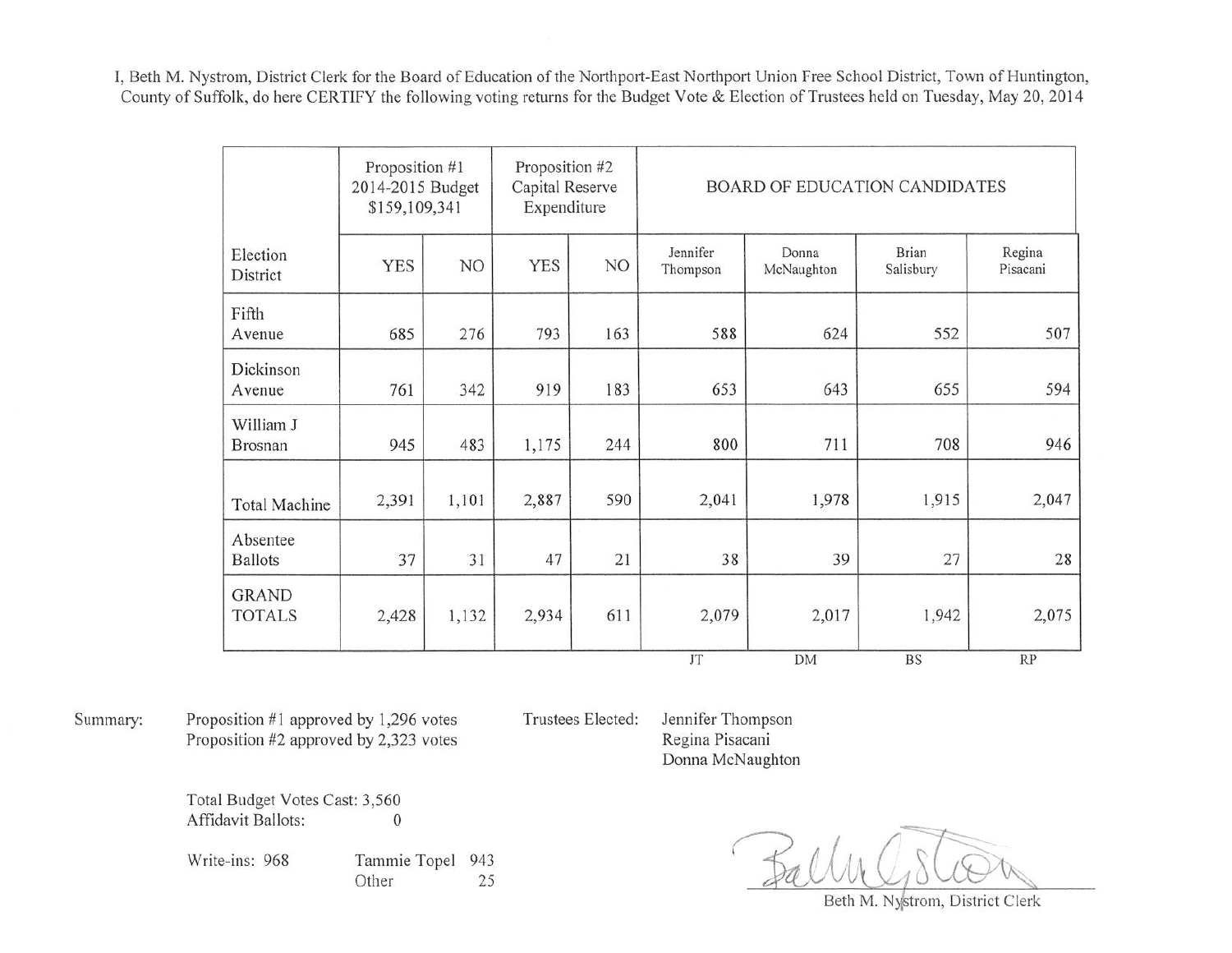I, Beth M. Nystrom, District Clerk for the Board of Education of the Northport-East Northport Union Free School District, Town of Huntington, County of Suffolk, do here CERTIFY the following voting returns for the Budget Vote & Election of Trustees held on Tuesday, May 20, 2014

| | Proposition #1 2014-2015 Budget $159,109,341 | | Proposition #2 Capital Reserve Expenditure | | BOARD OF EDUCATION CANDIDATES | | | |
|---|---|---|---|---|---|---|---|---|
| Election District | YES | NO | YES | NO | Jennifer Thompson | Donna McNaughton | Brian Salisbury | Regina Pisacani |
| Fifth Avenue | 685 | 276 | 793 | 163 | 588 | 624 | 552 | 507 |
| Dickinson Avenue | 761 | 342 | 919 | 183 | 653 | 643 | 655 | 594 |
| William J Brosnan | 945 | 483 | 1,175 | 244 | 800 | 711 | 708 | 946 |
| Total Machine | 2,391 | 1,101 | 2,887 | 590 | 2,041 | 1,978 | 1,915 | 2,047 |
| Absentee Ballots | 37 | 31 | 47 | 21 | 38 | 39 | 27 | 28 |
| GRAND TOTALS | 2,428 | 1,132 | 2,934 | 611 | 2,079 | 2,017 | 1,942 | 2,075 |
| | | | | | JT | DM | BS | RP |

Summary: Proposition #1 approved by 1,296 votes
Proposition #2 approved by 2,323 votes

Trustees Elected: Jennifer Thompson
Regina Pisacani
Donna McNaughton

Total Budget Votes Cast: 3,560
Affidavit Ballots: 0

Write-ins: 968

| | |
|---|---|
| Tammie Topel | 943 |
| Other | 25 |

Beth M. Nystrom, District Clerk